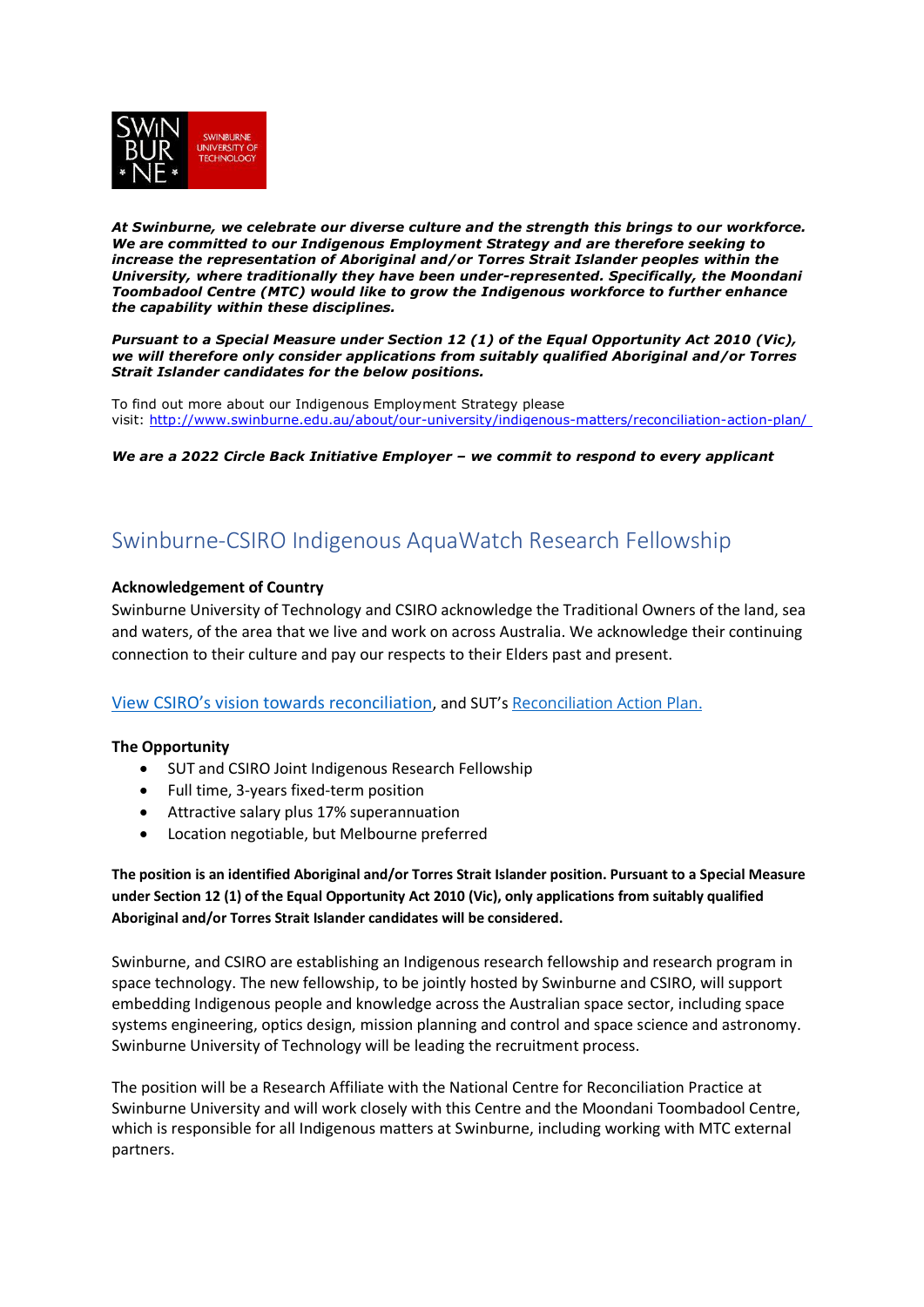***At Swinburne, we celebrate our diverse culture and the strength this brings to our workforce. We are committed to our Indigenous Employment Strategy and are therefore seeking to increase the representation of Aboriginal and/or Torres Strait Islander peoples within the University, where traditionally they have been under-represented. Specifically, the Moondani Toombadool Centre (MTC) would like to grow the Indigenous workforce to further enhance the capability within these disciplines.***

***Pursuant to a Special Measure under Section 12 (1) of the Equal Opportunity Act 2010 (Vic), we will therefore only consider applications from suitably qualified Aboriginal and/or Torres Strait Islander candidates for the below positions.***

To find out more about our Indigenous Employment Strategy please visit: [http://www.swinburne.edu.au/about/our-university/indigenous-matters/reconciliation-action-plan/](http://www.swinburne.edu.au/about/our-university/indigenous-matters/reconciliation-action-plan/)

***We are a 2022 Circle Back Initiative Employer – we commit to respond to every applicant***

# Swinburne-CSIRO Indigenous AquaWatch Research Fellowship

**Acknowledgement of Country**

Swinburne University of Technology and CSIRO acknowledge the Traditional Owners of the land, sea and waters, of the area that we live and work on across Australia. We acknowledge their continuing connection to their culture and pay our respects to their Elders past and present.

View CSIRO's vision towards reconciliation, and SUT's Reconciliation Action Plan.

**The Opportunity**

- SUT and CSIRO Joint Indigenous Research Fellowship
- Full time, 3-years fixed-term position
- Attractive salary plus 17% superannuation
- Location negotiable, but Melbourne preferred

**The position is an identified Aboriginal and/or Torres Strait Islander position. Pursuant to a Special Measure under Section 12 (1) of the Equal Opportunity Act 2010 (Vic), only applications from suitably qualified Aboriginal and/or Torres Strait Islander candidates will be considered.**

Swinburne, and CSIRO are establishing an Indigenous research fellowship and research program in space technology. The new fellowship, to be jointly hosted by Swinburne and CSIRO, will support embedding Indigenous people and knowledge across the Australian space sector, including space systems engineering, optics design, mission planning and control and space science and astronomy. Swinburne University of Technology will be leading the recruitment process.

The position will be a Research Affiliate with the National Centre for Reconciliation Practice at Swinburne University and will work closely with this Centre and the Moondani Toombadool Centre, which is responsible for all Indigenous matters at Swinburne, including working with MTC external partners.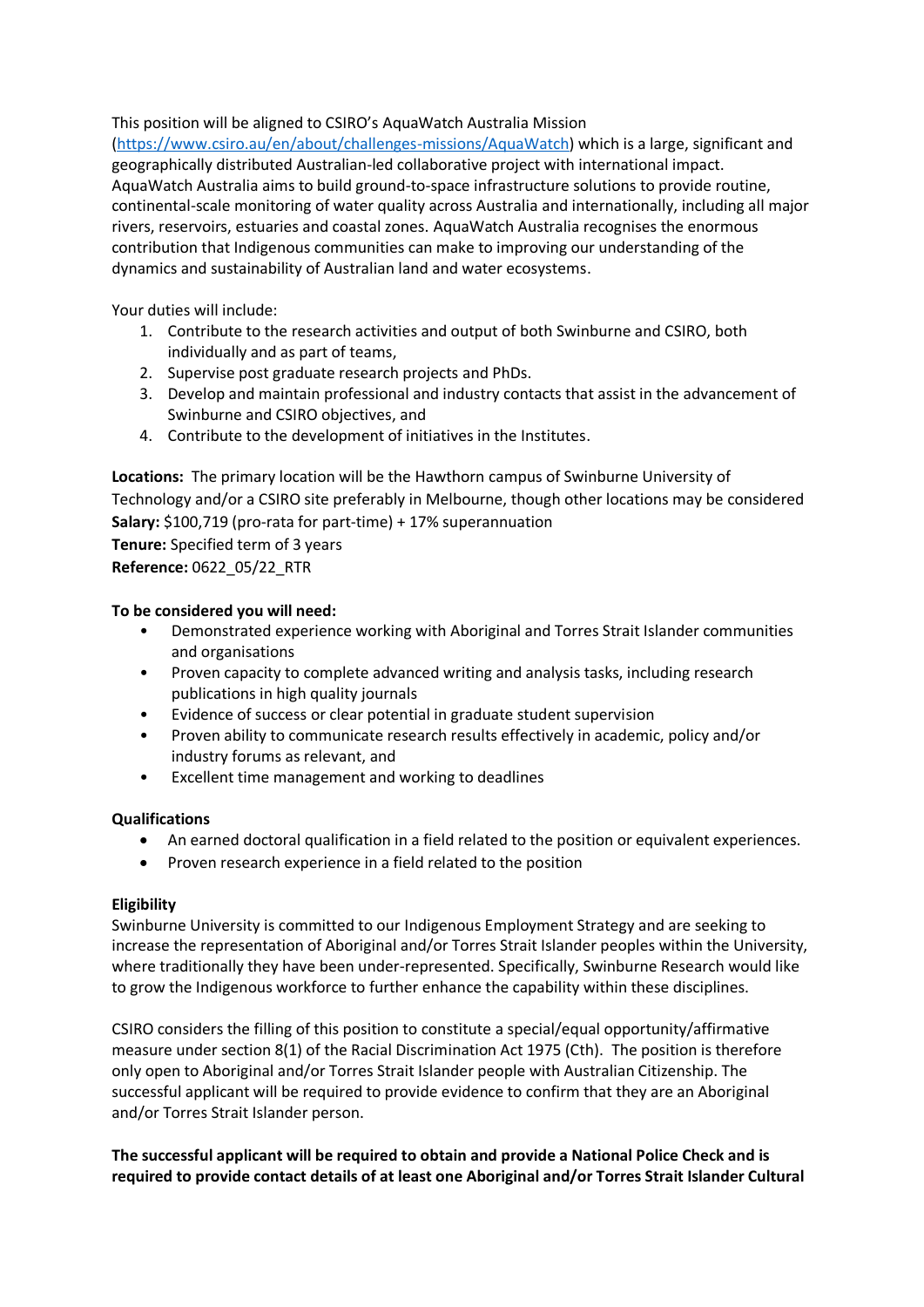This position will be aligned to CSIRO's AquaWatch Australia Mission (https://www.csiro.au/en/about/challenges-missions/AquaWatch) which is a large, significant and geographically distributed Australian-led collaborative project with international impact. AquaWatch Australia aims to build ground-to-space infrastructure solutions to provide routine, continental-scale monitoring of water quality across Australia and internationally, including all major rivers, reservoirs, estuaries and coastal zones. AquaWatch Australia recognises the enormous contribution that Indigenous communities can make to improving our understanding of the dynamics and sustainability of Australian land and water ecosystems.

Your duties will include:

1. Contribute to the research activities and output of both Swinburne and CSIRO, both individually and as part of teams,
2. Supervise post graduate research projects and PhDs.
3. Develop and maintain professional and industry contacts that assist in the advancement of Swinburne and CSIRO objectives, and
4. Contribute to the development of initiatives in the Institutes.

**Locations:** The primary location will be the Hawthorn campus of Swinburne University of Technology and/or a CSIRO site preferably in Melbourne, though other locations may be considered
**Salary:** $100,719 (pro-rata for part-time) + 17% superannuation
**Tenure:** Specified term of 3 years
**Reference:** 0622_05/22_RTR

**To be considered you will need:**

- Demonstrated experience working with Aboriginal and Torres Strait Islander communities and organisations
- Proven capacity to complete advanced writing and analysis tasks, including research publications in high quality journals
- Evidence of success or clear potential in graduate student supervision
- Proven ability to communicate research results effectively in academic, policy and/or industry forums as relevant, and
- Excellent time management and working to deadlines

**Qualifications**

- An earned doctoral qualification in a field related to the position or equivalent experiences.
- Proven research experience in a field related to the position

**Eligibility**

Swinburne University is committed to our Indigenous Employment Strategy and are seeking to increase the representation of Aboriginal and/or Torres Strait Islander peoples within the University, where traditionally they have been under-represented. Specifically, Swinburne Research would like to grow the Indigenous workforce to further enhance the capability within these disciplines.

CSIRO considers the filling of this position to constitute a special/equal opportunity/affirmative measure under section 8(1) of the Racial Discrimination Act 1975 (Cth). The position is therefore only open to Aboriginal and/or Torres Strait Islander people with Australian Citizenship. The successful applicant will be required to provide evidence to confirm that they are an Aboriginal and/or Torres Strait Islander person.

**The successful applicant will be required to obtain and provide a National Police Check and is required to provide contact details of at least one Aboriginal and/or Torres Strait Islander Cultural**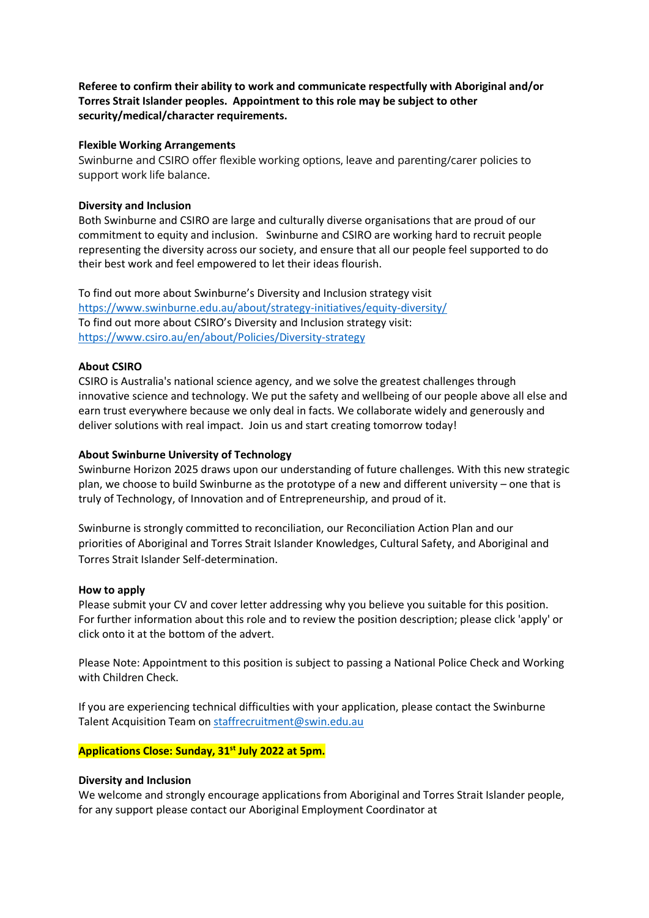**Referee to confirm their ability to work and communicate respectfully with Aboriginal and/or Torres Strait Islander peoples. Appointment to this role may be subject to other security/medical/character requirements.**

**Flexible Working Arrangements**

Swinburne and CSIRO offer flexible working options, leave and parenting/carer policies to support work life balance.

**Diversity and Inclusion**

Both Swinburne and CSIRO are large and culturally diverse organisations that are proud of our commitment to equity and inclusion. Swinburne and CSIRO are working hard to recruit people representing the diversity across our society, and ensure that all our people feel supported to do their best work and feel empowered to let their ideas flourish.

To find out more about Swinburne's Diversity and Inclusion strategy visit
https://www.swinburne.edu.au/about/strategy-initiatives/equity-diversity/
To find out more about CSIRO's Diversity and Inclusion strategy visit:
https://www.csiro.au/en/about/Policies/Diversity-strategy

**About CSIRO**

CSIRO is Australia's national science agency, and we solve the greatest challenges through innovative science and technology. We put the safety and wellbeing of our people above all else and earn trust everywhere because we only deal in facts. We collaborate widely and generously and deliver solutions with real impact. Join us and start creating tomorrow today!

**About Swinburne University of Technology**

Swinburne Horizon 2025 draws upon our understanding of future challenges. With this new strategic plan, we choose to build Swinburne as the prototype of a new and different university – one that is truly of Technology, of Innovation and of Entrepreneurship, and proud of it.

Swinburne is strongly committed to reconciliation, our Reconciliation Action Plan and our priorities of Aboriginal and Torres Strait Islander Knowledges, Cultural Safety, and Aboriginal and Torres Strait Islander Self-determination.

**How to apply**

Please submit your CV and cover letter addressing why you believe you suitable for this position. For further information about this role and to review the position description; please click 'apply' or click onto it at the bottom of the advert.

Please Note: Appointment to this position is subject to passing a National Police Check and Working with Children Check.

If you are experiencing technical difficulties with your application, please contact the Swinburne Talent Acquisition Team on staffrecruitment@swin.edu.au

**Applications Close: Sunday, 31st July 2022 at 5pm.**

**Diversity and Inclusion**

We welcome and strongly encourage applications from Aboriginal and Torres Strait Islander people, for any support please contact our Aboriginal Employment Coordinator at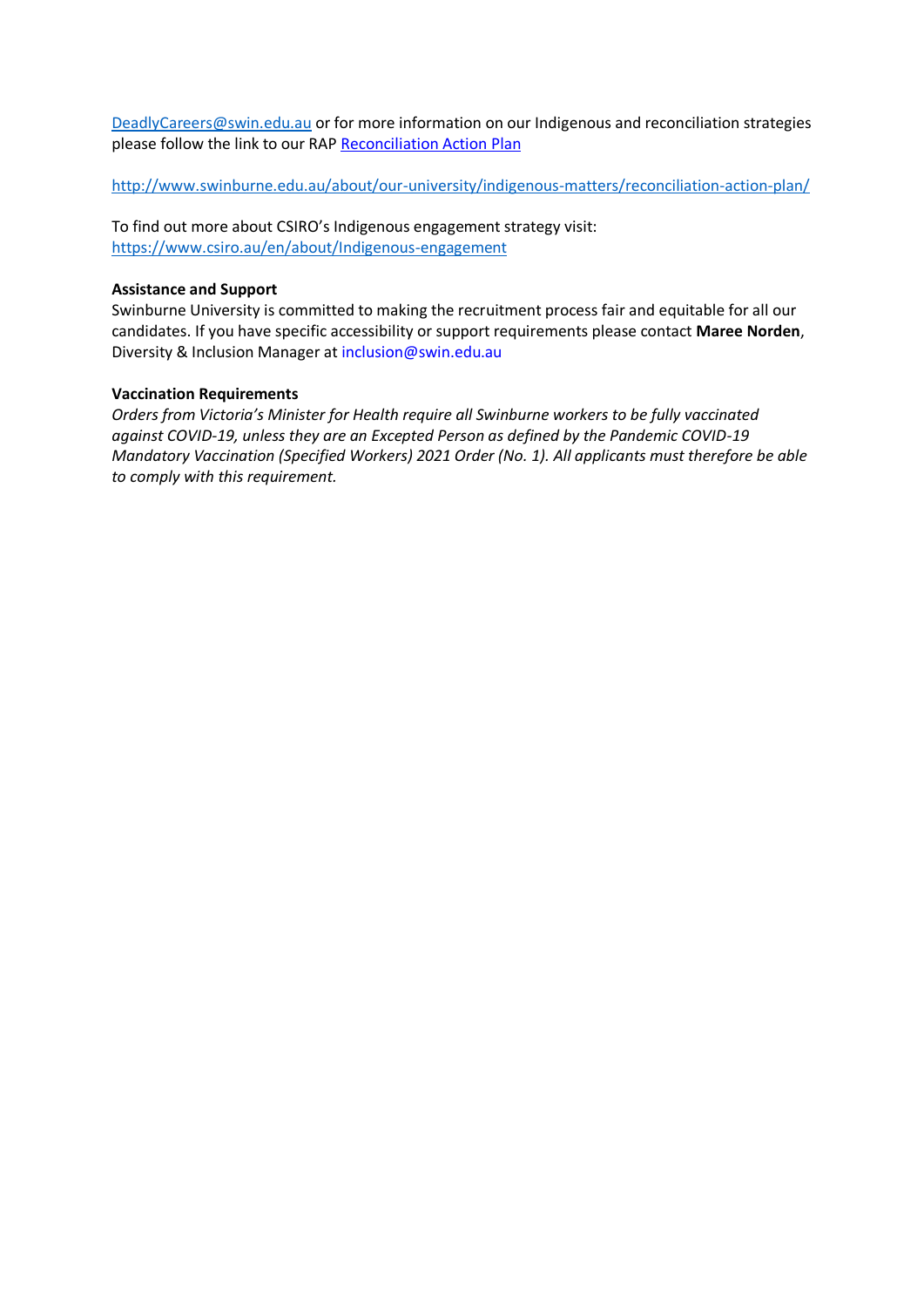DeadlyCareers@swin.edu.au or for more information on our Indigenous and reconciliation strategies please follow the link to our RAP Reconciliation Action Plan

http://www.swinburne.edu.au/about/our-university/indigenous-matters/reconciliation-action-plan/

To find out more about CSIRO's Indigenous engagement strategy visit:
https://www.csiro.au/en/about/Indigenous-engagement

**Assistance and Support**
Swinburne University is committed to making the recruitment process fair and equitable for all our candidates. If you have specific accessibility or support requirements please contact **Maree Norden**, Diversity & Inclusion Manager at inclusion@swin.edu.au

**Vaccination Requirements**
*Orders from Victoria's Minister for Health require all Swinburne workers to be fully vaccinated against COVID-19, unless they are an Excepted Person as defined by the Pandemic COVID-19 Mandatory Vaccination (Specified Workers) 2021 Order (No. 1). All applicants must therefore be able to comply with this requirement.*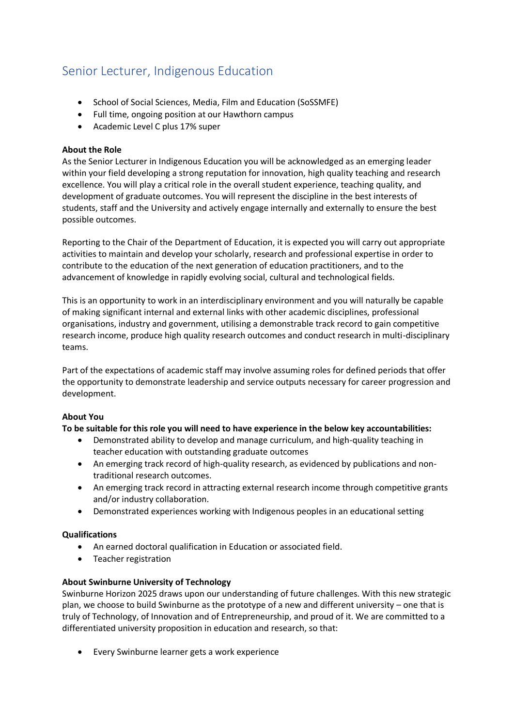# Senior Lecturer, Indigenous Education

- School of Social Sciences, Media, Film and Education (SoSSMFE)
- Full time, ongoing position at our Hawthorn campus
- Academic Level C plus 17% super

**About the Role**

As the Senior Lecturer in Indigenous Education you will be acknowledged as an emerging leader within your field developing a strong reputation for innovation, high quality teaching and research excellence. You will play a critical role in the overall student experience, teaching quality, and development of graduate outcomes. You will represent the discipline in the best interests of students, staff and the University and actively engage internally and externally to ensure the best possible outcomes.

Reporting to the Chair of the Department of Education, it is expected you will carry out appropriate activities to maintain and develop your scholarly, research and professional expertise in order to contribute to the education of the next generation of education practitioners, and to the advancement of knowledge in rapidly evolving social, cultural and technological fields.

This is an opportunity to work in an interdisciplinary environment and you will naturally be capable of making significant internal and external links with other academic disciplines, professional organisations, industry and government, utilising a demonstrable track record to gain competitive research income, produce high quality research outcomes and conduct research in multi-disciplinary teams.

Part of the expectations of academic staff may involve assuming roles for defined periods that offer the opportunity to demonstrate leadership and service outputs necessary for career progression and development.

**About You**

**To be suitable for this role you will need to have experience in the below key accountabilities:**

- Demonstrated ability to develop and manage curriculum, and high-quality teaching in teacher education with outstanding graduate outcomes
- An emerging track record of high-quality research, as evidenced by publications and non-traditional research outcomes.
- An emerging track record in attracting external research income through competitive grants and/or industry collaboration.
- Demonstrated experiences working with Indigenous peoples in an educational setting

**Qualifications**

- An earned doctoral qualification in Education or associated field.
- Teacher registration

**About Swinburne University of Technology**

Swinburne Horizon 2025 draws upon our understanding of future challenges. With this new strategic plan, we choose to build Swinburne as the prototype of a new and different university – one that is truly of Technology, of Innovation and of Entrepreneurship, and proud of it. We are committed to a differentiated university proposition in education and research, so that:

- Every Swinburne learner gets a work experience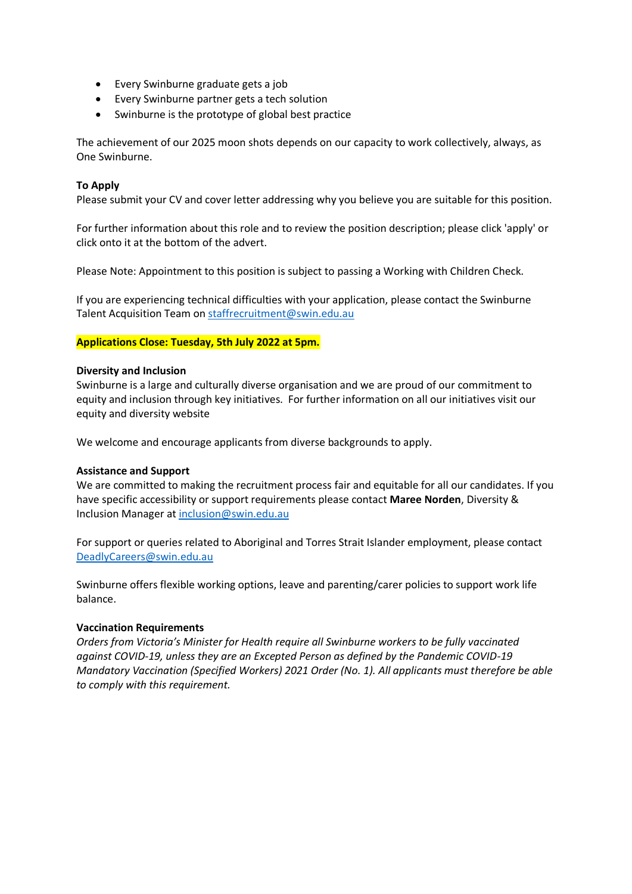- Every Swinburne graduate gets a job
- Every Swinburne partner gets a tech solution
- Swinburne is the prototype of global best practice

The achievement of our 2025 moon shots depends on our capacity to work collectively, always, as One Swinburne.

**To Apply**
Please submit your CV and cover letter addressing why you believe you are suitable for this position.

For further information about this role and to review the position description; please click 'apply' or click onto it at the bottom of the advert.

Please Note: Appointment to this position is subject to passing a Working with Children Check.

If you are experiencing technical difficulties with your application, please contact the Swinburne Talent Acquisition Team on staffrecruitment@swin.edu.au

**Applications Close: Tuesday, 5th July 2022 at 5pm.**

**Diversity and Inclusion**
Swinburne is a large and culturally diverse organisation and we are proud of our commitment to equity and inclusion through key initiatives. For further information on all our initiatives visit our equity and diversity website

We welcome and encourage applicants from diverse backgrounds to apply.

**Assistance and Support**
We are committed to making the recruitment process fair and equitable for all our candidates. If you have specific accessibility or support requirements please contact **Maree Norden**, Diversity & Inclusion Manager at inclusion@swin.edu.au

For support or queries related to Aboriginal and Torres Strait Islander employment, please contact DeadlyCareers@swin.edu.au

Swinburne offers flexible working options, leave and parenting/carer policies to support work life balance.

**Vaccination Requirements**
*Orders from Victoria's Minister for Health require all Swinburne workers to be fully vaccinated against COVID-19, unless they are an Excepted Person as defined by the Pandemic COVID-19 Mandatory Vaccination (Specified Workers) 2021 Order (No. 1). All applicants must therefore be able to comply with this requirement.*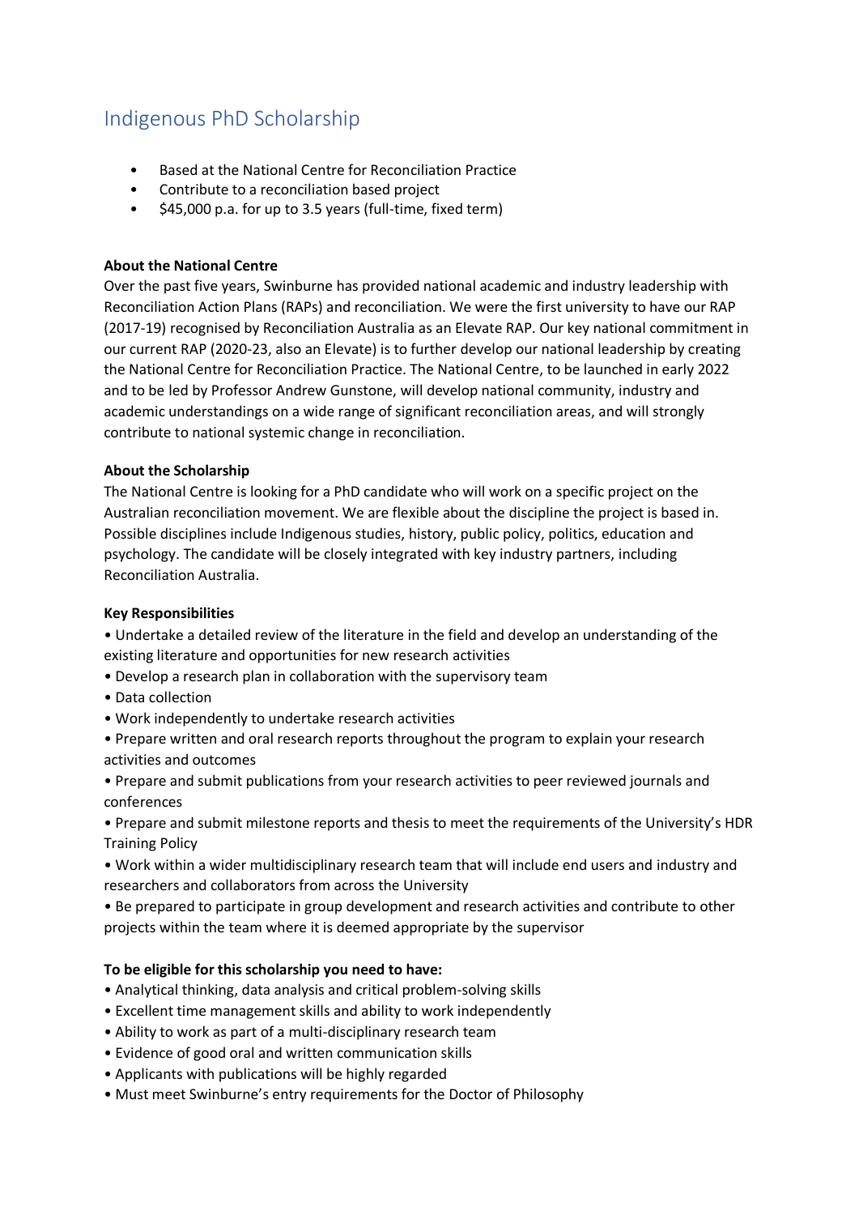# Indigenous PhD Scholarship

- Based at the National Centre for Reconciliation Practice
- Contribute to a reconciliation based project
- $45,000 p.a. for up to 3.5 years (full-time, fixed term)

**About the National Centre**

Over the past five years, Swinburne has provided national academic and industry leadership with Reconciliation Action Plans (RAPs) and reconciliation. We were the first university to have our RAP (2017-19) recognised by Reconciliation Australia as an Elevate RAP. Our key national commitment in our current RAP (2020-23, also an Elevate) is to further develop our national leadership by creating the National Centre for Reconciliation Practice. The National Centre, to be launched in early 2022 and to be led by Professor Andrew Gunstone, will develop national community, industry and academic understandings on a wide range of significant reconciliation areas, and will strongly contribute to national systemic change in reconciliation.

**About the Scholarship**

The National Centre is looking for a PhD candidate who will work on a specific project on the Australian reconciliation movement. We are flexible about the discipline the project is based in. Possible disciplines include Indigenous studies, history, public policy, politics, education and psychology. The candidate will be closely integrated with key industry partners, including Reconciliation Australia.

**Key Responsibilities**

- Undertake a detailed review of the literature in the field and develop an understanding of the existing literature and opportunities for new research activities
- Develop a research plan in collaboration with the supervisory team
- Data collection
- Work independently to undertake research activities
- Prepare written and oral research reports throughout the program to explain your research activities and outcomes
- Prepare and submit publications from your research activities to peer reviewed journals and conferences
- Prepare and submit milestone reports and thesis to meet the requirements of the University's HDR Training Policy
- Work within a wider multidisciplinary research team that will include end users and industry and researchers and collaborators from across the University
- Be prepared to participate in group development and research activities and contribute to other projects within the team where it is deemed appropriate by the supervisor

**To be eligible for this scholarship you need to have:**

- Analytical thinking, data analysis and critical problem-solving skills
- Excellent time management skills and ability to work independently
- Ability to work as part of a multi-disciplinary research team
- Evidence of good oral and written communication skills
- Applicants with publications will be highly regarded
- Must meet Swinburne's entry requirements for the Doctor of Philosophy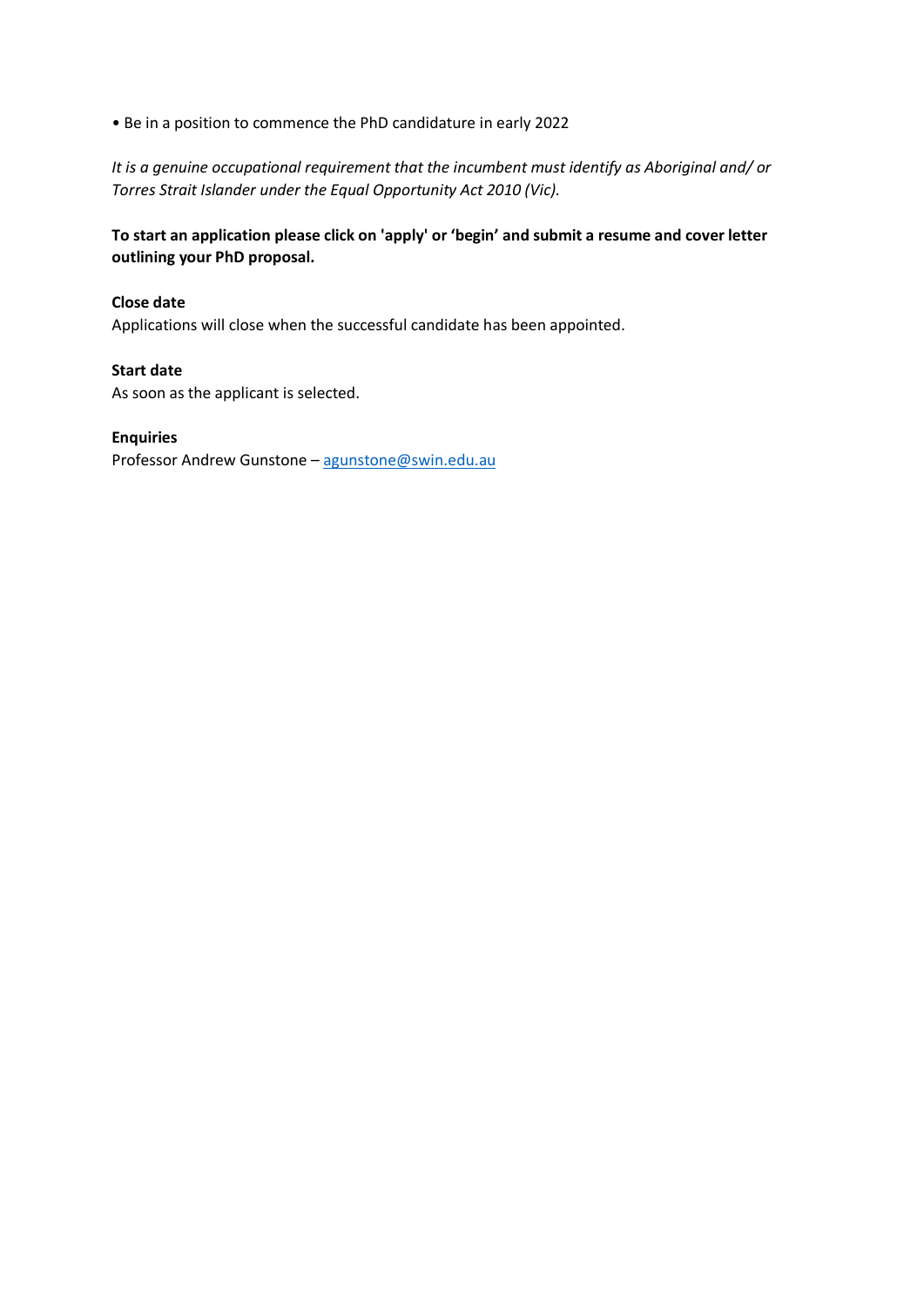- Be in a position to commence the PhD candidature in early 2022

*It is a genuine occupational requirement that the incumbent must identify as Aboriginal and/ or Torres Strait Islander under the Equal Opportunity Act 2010 (Vic).*

**To start an application please click on 'apply' or 'begin' and submit a resume and cover letter outlining your PhD proposal.**

**Close date**
Applications will close when the successful candidate has been appointed.

**Start date**
As soon as the applicant is selected.

**Enquiries**
Professor Andrew Gunstone – agunstone@swin.edu.au